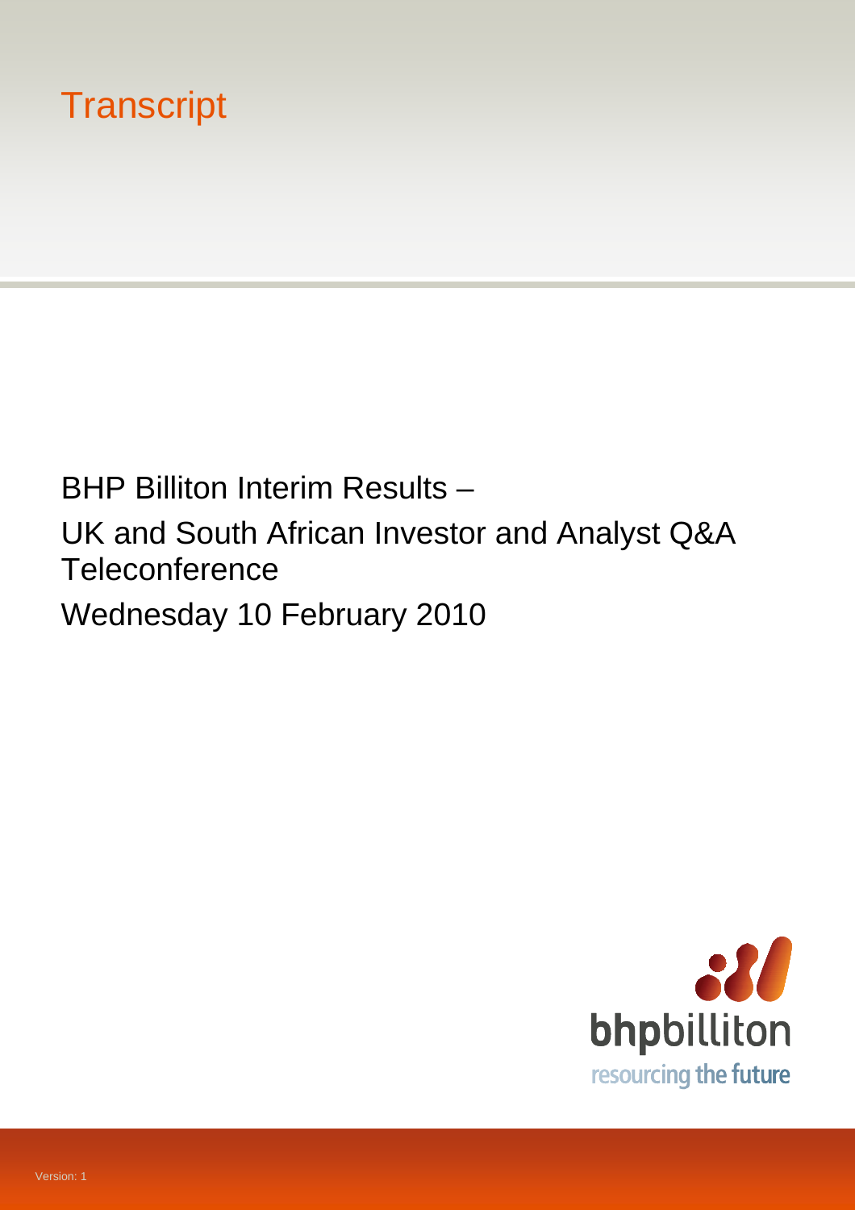# Transcript

BHP Billiton Interim Results –

UK and South African Investor and Analyst Q&A Teleconference

Wednesday 10 February 2010

bhpbilliton

resourcing the future

Version: 1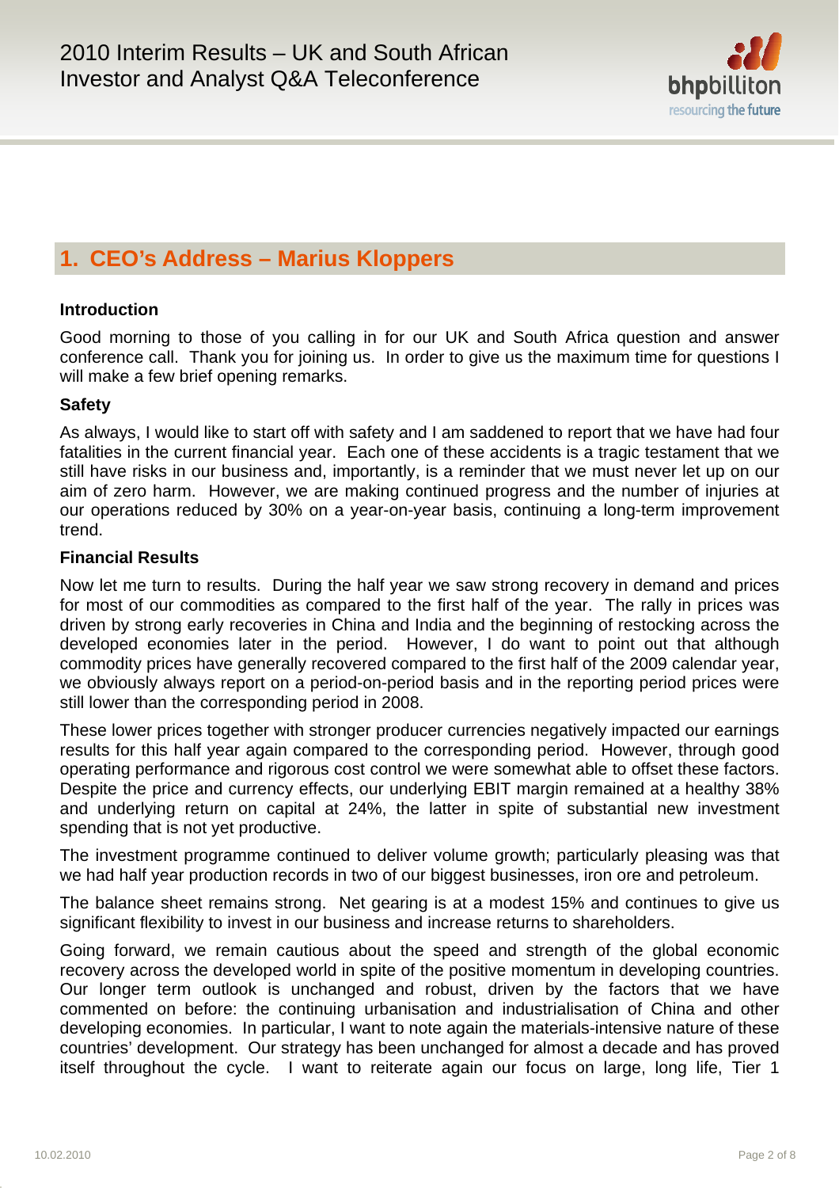## 1. CEO's Address – Marius Kloppers

### Introduction

Good morning to those of you calling in for our UK and South Africa question and answer conference call. Thank you for joining us. In order to give us the maximum time for questions I will make a few brief opening remarks.

### Safety

As always, I would like to start off with safety and I am saddened to report that we have had four fatalities in the current financial year. Each one of these accidents is a tragic testament that we still have risks in our business and, importantly, is a reminder that we must never let up on our aim of zero harm. However, we are making continued progress and the number of injuries at our operations reduced by 30% on a year-on-year basis, continuing a long-term improvement trend.

### Financial Results

Now let me turn to results. During the half year we saw strong recovery in demand and prices for most of our commodities as compared to the first half of the year. The rally in prices was driven by strong early recoveries in China and India and the beginning of restocking across the developed economies later in the period. However, I do want to point out that although commodity prices have generally recovered compared to the first half of the 2009 calendar year, we obviously always report on a period-on-period basis and in the reporting period prices were still lower than the corresponding period in 2008.

These lower prices together with stronger producer currencies negatively impacted our earnings results for this half year again compared to the corresponding period. However, through good operating performance and rigorous cost control we were somewhat able to offset these factors. Despite the price and currency effects, our underlying EBIT margin remained at a healthy 38% and underlying return on capital at 24%, the latter in spite of substantial new investment spending that is not yet productive.

The investment programme continued to deliver volume growth; particularly pleasing was that we had half year production records in two of our biggest businesses, iron ore and petroleum.

The balance sheet remains strong. Net gearing is at a modest 15% and continues to give us significant flexibility to invest in our business and increase returns to shareholders.

Going forward, we remain cautious about the speed and strength of the global economic recovery across the developed world in spite of the positive momentum in developing countries. Our longer term outlook is unchanged and robust, driven by the factors that we have commented on before: the continuing urbanisation and industrialisation of China and other developing economies. In particular, I want to note again the materials-intensive nature of these countries' development. Our strategy has been unchanged for almost a decade and has proved itself throughout the cycle. I want to reiterate again our focus on large, long life, Tier 1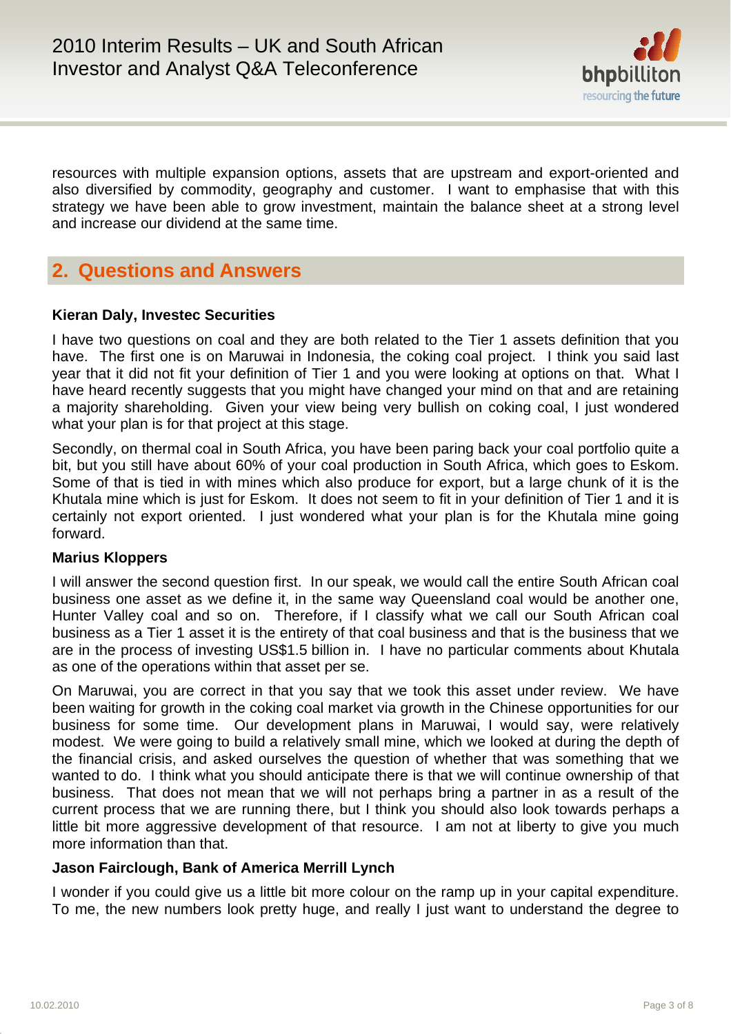resources with multiple expansion options, assets that are upstream and export-oriented and also diversified by commodity, geography and customer. I want to emphasise that with this strategy we have been able to grow investment, maintain the balance sheet at a strong level and increase our dividend at the same time.

## 2. Questions and Answers

**Kieran Daly, Investec Securities**

I have two questions on coal and they are both related to the Tier 1 assets definition that you have. The first one is on Maruwai in Indonesia, the coking coal project. I think you said last year that it did not fit your definition of Tier 1 and you were looking at options on that. What I have heard recently suggests that you might have changed your mind on that and are retaining a majority shareholding. Given your view being very bullish on coking coal, I just wondered what your plan is for that project at this stage.

Secondly, on thermal coal in South Africa, you have been paring back your coal portfolio quite a bit, but you still have about 60% of your coal production in South Africa, which goes to Eskom. Some of that is tied in with mines which also produce for export, but a large chunk of it is the Khutala mine which is just for Eskom. It does not seem to fit in your definition of Tier 1 and it is certainly not export oriented. I just wondered what your plan is for the Khutala mine going forward.

**Marius Kloppers**

I will answer the second question first. In our speak, we would call the entire South African coal business one asset as we define it, in the same way Queensland coal would be another one, Hunter Valley coal and so on. Therefore, if I classify what we call our South African coal business as a Tier 1 asset it is the entirety of that coal business and that is the business that we are in the process of investing US$1.5 billion in. I have no particular comments about Khutala as one of the operations within that asset per se.

On Maruwai, you are correct in that you say that we took this asset under review. We have been waiting for growth in the coking coal market via growth in the Chinese opportunities for our business for some time. Our development plans in Maruwai, I would say, were relatively modest. We were going to build a relatively small mine, which we looked at during the depth of the financial crisis, and asked ourselves the question of whether that was something that we wanted to do. I think what you should anticipate there is that we will continue ownership of that business. That does not mean that we will not perhaps bring a partner in as a result of the current process that we are running there, but I think you should also look towards perhaps a little bit more aggressive development of that resource. I am not at liberty to give you much more information than that.

**Jason Fairclough, Bank of America Merrill Lynch**

I wonder if you could give us a little bit more colour on the ramp up in your capital expenditure. To me, the new numbers look pretty huge, and really I just want to understand the degree to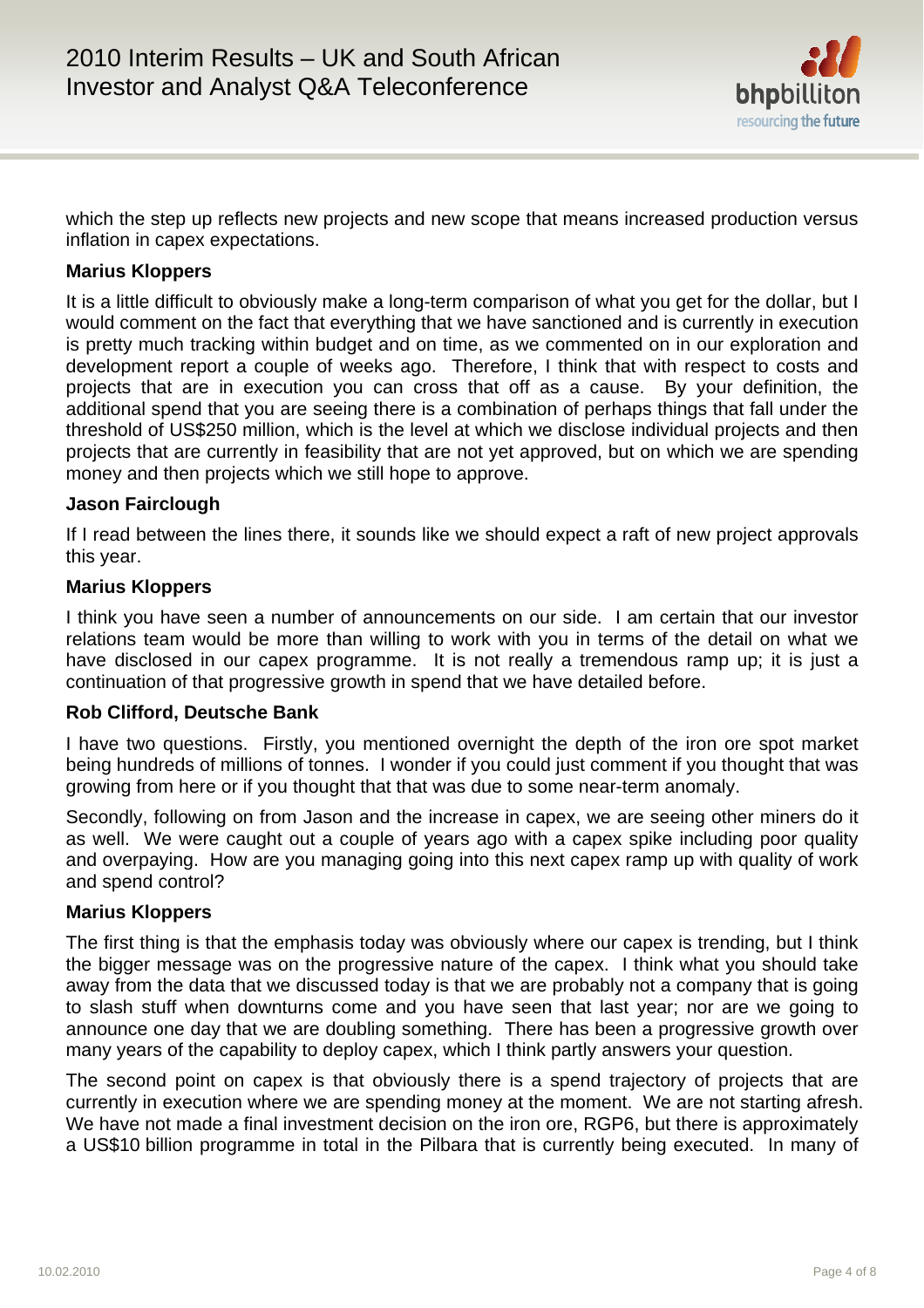which the step up reflects new projects and new scope that means increased production versus inflation in capex expectations.

**Marius Kloppers**

It is a little difficult to obviously make a long-term comparison of what you get for the dollar, but I would comment on the fact that everything that we have sanctioned and is currently in execution is pretty much tracking within budget and on time, as we commented on in our exploration and development report a couple of weeks ago. Therefore, I think that with respect to costs and projects that are in execution you can cross that off as a cause. By your definition, the additional spend that you are seeing there is a combination of perhaps things that fall under the threshold of US$250 million, which is the level at which we disclose individual projects and then projects that are currently in feasibility that are not yet approved, but on which we are spending money and then projects which we still hope to approve.

**Jason Fairclough**

If I read between the lines there, it sounds like we should expect a raft of new project approvals this year.

**Marius Kloppers**

I think you have seen a number of announcements on our side. I am certain that our investor relations team would be more than willing to work with you in terms of the detail on what we have disclosed in our capex programme. It is not really a tremendous ramp up; it is just a continuation of that progressive growth in spend that we have detailed before.

**Rob Clifford, Deutsche Bank**

I have two questions. Firstly, you mentioned overnight the depth of the iron ore spot market being hundreds of millions of tonnes. I wonder if you could just comment if you thought that was growing from here or if you thought that that was due to some near-term anomaly.

Secondly, following on from Jason and the increase in capex, we are seeing other miners do it as well. We were caught out a couple of years ago with a capex spike including poor quality and overpaying. How are you managing going into this next capex ramp up with quality of work and spend control?

**Marius Kloppers**

The first thing is that the emphasis today was obviously where our capex is trending, but I think the bigger message was on the progressive nature of the capex. I think what you should take away from the data that we discussed today is that we are probably not a company that is going to slash stuff when downturns come and you have seen that last year; nor are we going to announce one day that we are doubling something. There has been a progressive growth over many years of the capability to deploy capex, which I think partly answers your question.

The second point on capex is that obviously there is a spend trajectory of projects that are currently in execution where we are spending money at the moment. We are not starting afresh. We have not made a final investment decision on the iron ore, RGP6, but there is approximately a US$10 billion programme in total in the Pilbara that is currently being executed. In many of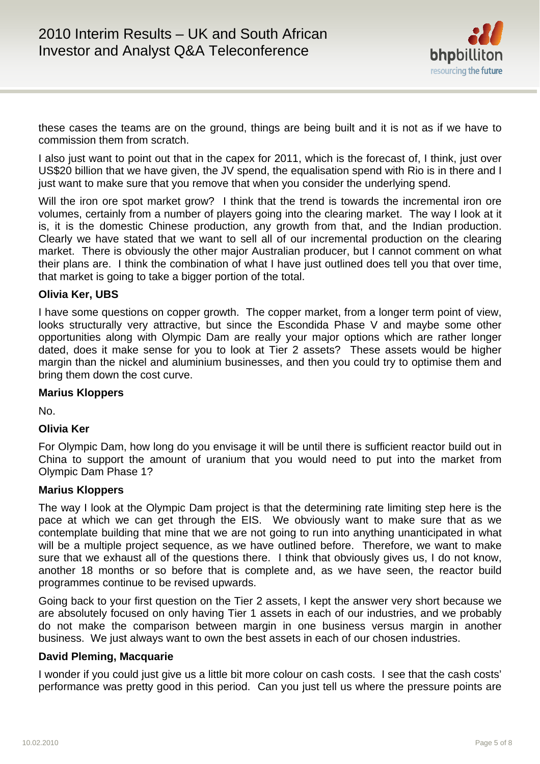these cases the teams are on the ground, things are being built and it is not as if we have to commission them from scratch.

I also just want to point out that in the capex for 2011, which is the forecast of, I think, just over US$20 billion that we have given, the JV spend, the equalisation spend with Rio is in there and I just want to make sure that you remove that when you consider the underlying spend.

Will the iron ore spot market grow? I think that the trend is towards the incremental iron ore volumes, certainly from a number of players going into the clearing market. The way I look at it is, it is the domestic Chinese production, any growth from that, and the Indian production. Clearly we have stated that we want to sell all of our incremental production on the clearing market. There is obviously the other major Australian producer, but I cannot comment on what their plans are. I think the combination of what I have just outlined does tell you that over time, that market is going to take a bigger portion of the total.

**Olivia Ker, UBS**

I have some questions on copper growth. The copper market, from a longer term point of view, looks structurally very attractive, but since the Escondida Phase V and maybe some other opportunities along with Olympic Dam are really your major options which are rather longer dated, does it make sense for you to look at Tier 2 assets? These assets would be higher margin than the nickel and aluminium businesses, and then you could try to optimise them and bring them down the cost curve.

**Marius Kloppers**

No.

**Olivia Ker**

For Olympic Dam, how long do you envisage it will be until there is sufficient reactor build out in China to support the amount of uranium that you would need to put into the market from Olympic Dam Phase 1?

**Marius Kloppers**

The way I look at the Olympic Dam project is that the determining rate limiting step here is the pace at which we can get through the EIS. We obviously want to make sure that as we contemplate building that mine that we are not going to run into anything unanticipated in what will be a multiple project sequence, as we have outlined before. Therefore, we want to make sure that we exhaust all of the questions there. I think that obviously gives us, I do not know, another 18 months or so before that is complete and, as we have seen, the reactor build programmes continue to be revised upwards.

Going back to your first question on the Tier 2 assets, I kept the answer very short because we are absolutely focused on only having Tier 1 assets in each of our industries, and we probably do not make the comparison between margin in one business versus margin in another business. We just always want to own the best assets in each of our chosen industries.

**David Pleming, Macquarie**

I wonder if you could just give us a little bit more colour on cash costs. I see that the cash costs' performance was pretty good in this period. Can you just tell us where the pressure points are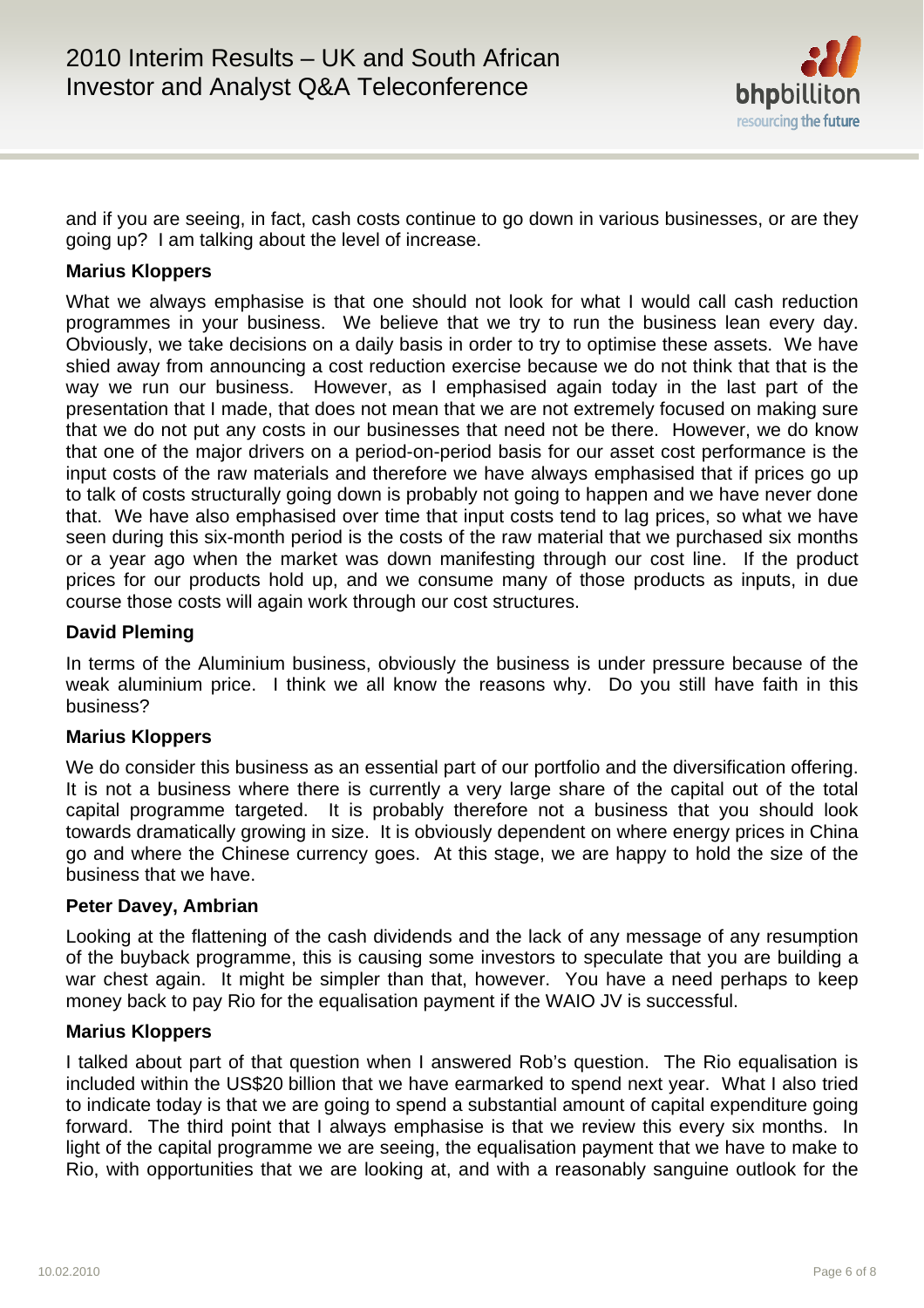and if you are seeing, in fact, cash costs continue to go down in various businesses, or are they going up? I am talking about the level of increase.

**Marius Kloppers**

What we always emphasise is that one should not look for what I would call cash reduction programmes in your business. We believe that we try to run the business lean every day. Obviously, we take decisions on a daily basis in order to try to optimise these assets. We have shied away from announcing a cost reduction exercise because we do not think that that is the way we run our business. However, as I emphasised again today in the last part of the presentation that I made, that does not mean that we are not extremely focused on making sure that we do not put any costs in our businesses that need not be there. However, we do know that one of the major drivers on a period-on-period basis for our asset cost performance is the input costs of the raw materials and therefore we have always emphasised that if prices go up to talk of costs structurally going down is probably not going to happen and we have never done that. We have also emphasised over time that input costs tend to lag prices, so what we have seen during this six-month period is the costs of the raw material that we purchased six months or a year ago when the market was down manifesting through our cost line. If the product prices for our products hold up, and we consume many of those products as inputs, in due course those costs will again work through our cost structures.

**David Pleming**

In terms of the Aluminium business, obviously the business is under pressure because of the weak aluminium price. I think we all know the reasons why. Do you still have faith in this business?

**Marius Kloppers**

We do consider this business as an essential part of our portfolio and the diversification offering. It is not a business where there is currently a very large share of the capital out of the total capital programme targeted. It is probably therefore not a business that you should look towards dramatically growing in size. It is obviously dependent on where energy prices in China go and where the Chinese currency goes. At this stage, we are happy to hold the size of the business that we have.

**Peter Davey, Ambrian**

Looking at the flattening of the cash dividends and the lack of any message of any resumption of the buyback programme, this is causing some investors to speculate that you are building a war chest again. It might be simpler than that, however. You have a need perhaps to keep money back to pay Rio for the equalisation payment if the WAIO JV is successful.

**Marius Kloppers**

I talked about part of that question when I answered Rob's question. The Rio equalisation is included within the US$20 billion that we have earmarked to spend next year. What I also tried to indicate today is that we are going to spend a substantial amount of capital expenditure going forward. The third point that I always emphasise is that we review this every six months. In light of the capital programme we are seeing, the equalisation payment that we have to make to Rio, with opportunities that we are looking at, and with a reasonably sanguine outlook for the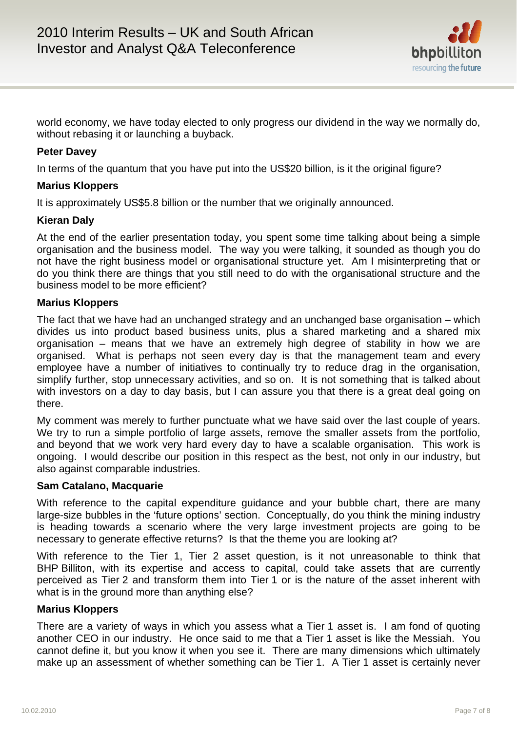world economy, we have today elected to only progress our dividend in the way we normally do, without rebasing it or launching a buyback.

**Peter Davey**

In terms of the quantum that you have put into the US$20 billion, is it the original figure?

**Marius Kloppers**

It is approximately US$5.8 billion or the number that we originally announced.

**Kieran Daly**

At the end of the earlier presentation today, you spent some time talking about being a simple organisation and the business model. The way you were talking, it sounded as though you do not have the right business model or organisational structure yet. Am I misinterpreting that or do you think there are things that you still need to do with the organisational structure and the business model to be more efficient?

**Marius Kloppers**

The fact that we have had an unchanged strategy and an unchanged base organisation – which divides us into product based business units, plus a shared marketing and a shared mix organisation – means that we have an extremely high degree of stability in how we are organised. What is perhaps not seen every day is that the management team and every employee have a number of initiatives to continually try to reduce drag in the organisation, simplify further, stop unnecessary activities, and so on. It is not something that is talked about with investors on a day to day basis, but I can assure you that there is a great deal going on there.

My comment was merely to further punctuate what we have said over the last couple of years. We try to run a simple portfolio of large assets, remove the smaller assets from the portfolio, and beyond that we work very hard every day to have a scalable organisation. This work is ongoing. I would describe our position in this respect as the best, not only in our industry, but also against comparable industries.

**Sam Catalano, Macquarie**

With reference to the capital expenditure guidance and your bubble chart, there are many large-size bubbles in the 'future options' section. Conceptually, do you think the mining industry is heading towards a scenario where the very large investment projects are going to be necessary to generate effective returns? Is that the theme you are looking at?

With reference to the Tier 1, Tier 2 asset question, is it not unreasonable to think that BHP Billiton, with its expertise and access to capital, could take assets that are currently perceived as Tier 2 and transform them into Tier 1 or is the nature of the asset inherent with what is in the ground more than anything else?

**Marius Kloppers**

There are a variety of ways in which you assess what a Tier 1 asset is. I am fond of quoting another CEO in our industry. He once said to me that a Tier 1 asset is like the Messiah. You cannot define it, but you know it when you see it. There are many dimensions which ultimately make up an assessment of whether something can be Tier 1. A Tier 1 asset is certainly never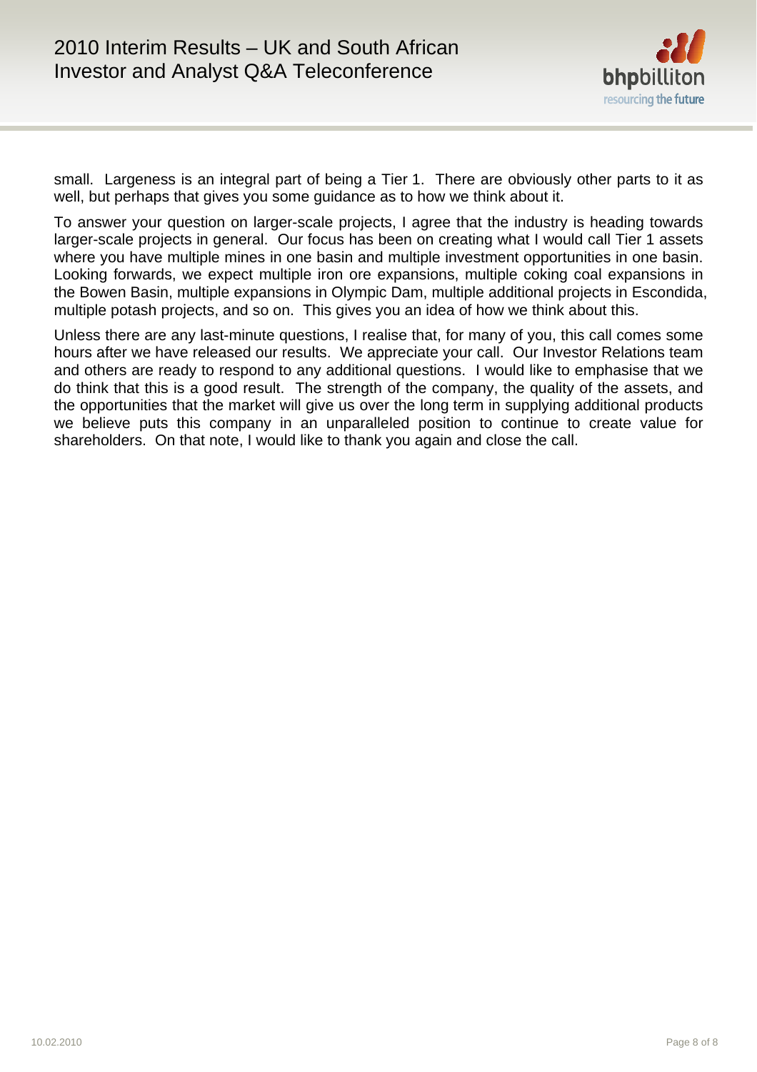small. Largeness is an integral part of being a Tier 1. There are obviously other parts to it as well, but perhaps that gives you some guidance as to how we think about it.

To answer your question on larger-scale projects, I agree that the industry is heading towards larger-scale projects in general. Our focus has been on creating what I would call Tier 1 assets where you have multiple mines in one basin and multiple investment opportunities in one basin. Looking forwards, we expect multiple iron ore expansions, multiple coking coal expansions in the Bowen Basin, multiple expansions in Olympic Dam, multiple additional projects in Escondida, multiple potash projects, and so on. This gives you an idea of how we think about this.

Unless there are any last-minute questions, I realise that, for many of you, this call comes some hours after we have released our results. We appreciate your call. Our Investor Relations team and others are ready to respond to any additional questions. I would like to emphasise that we do think that this is a good result. The strength of the company, the quality of the assets, and the opportunities that the market will give us over the long term in supplying additional products we believe puts this company in an unparalleled position to continue to create value for shareholders. On that note, I would like to thank you again and close the call.